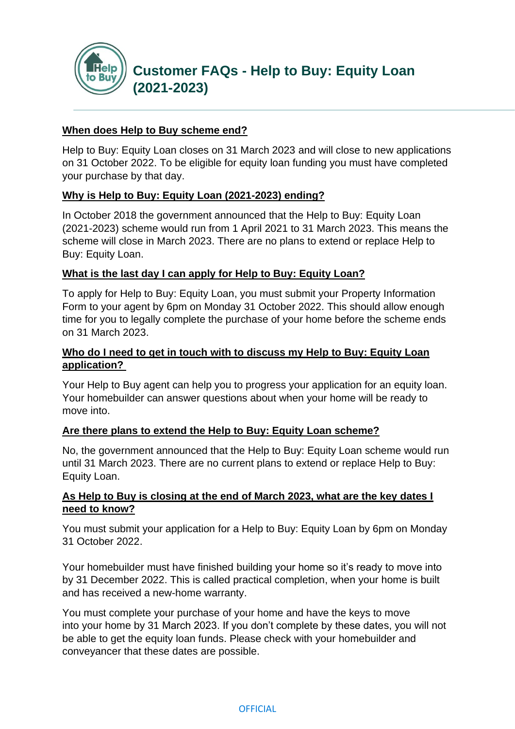# Customer FAQs - Help to Buy: Equity Loan (2021-2023)

## When does Help to Buy scheme end?

Help to Buy: Equity Loan closes on 31 March 2023 and will close to new applications on 31 October 2022. To be eligible for equity loan funding you must have completed your purchase by that day.

## Why is Help to Buy: Equity Loan (2021-2023) ending?

In October 2018 the government announced that the Help to Buy: Equity Loan (2021-2023) scheme would run from 1 April 2021 to 31 March 2023. This means the scheme will close in March 2023. There are no plans to extend or replace Help to Buy: Equity Loan.

## What is the last day I can apply for Help to Buy: Equity Loan?

To apply for Help to Buy: Equity Loan, you must submit your Property Information Form to your agent by 6pm on Monday 31 October 2022. This should allow enough time for you to legally complete the purchase of your home before the scheme ends on 31 March 2023.

## Who do I need to get in touch with to discuss my Help to Buy: Equity Loan application?

Your Help to Buy agent can help you to progress your application for an equity loan. Your homebuilder can answer questions about when your home will be ready to move into.

## Are there plans to extend the Help to Buy: Equity Loan scheme?

No, the government announced that the Help to Buy: Equity Loan scheme would run until 31 March 2023. There are no current plans to extend or replace Help to Buy: Equity Loan.

## As Help to Buy is closing at the end of March 2023, what are the key dates I need to know?

You must submit your application for a Help to Buy: Equity Loan by 6pm on Monday 31 October 2022.

Your homebuilder must have finished building your home so it's ready to move into by 31 December 2022. This is called practical completion, when your home is built and has received a new-home warranty.

You must complete your purchase of your home and have the keys to move into your home by 31 March 2023. If you don't complete by these dates, you will not be able to get the equity loan funds. Please check with your homebuilder and conveyancer that these dates are possible.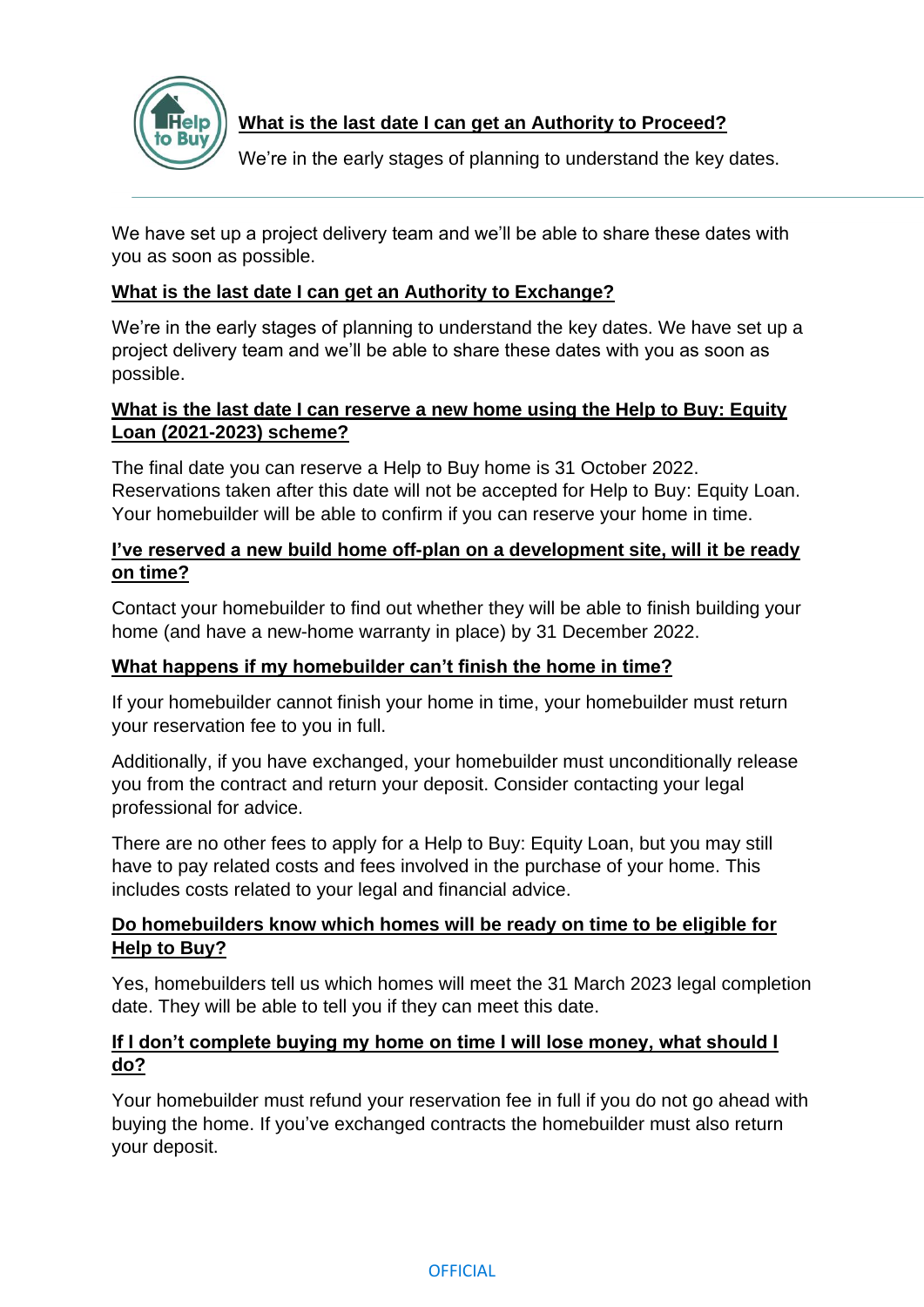**What is the last date I can get an Authority to Proceed?**

We're in the early stages of planning to understand the key dates.

We have set up a project delivery team and we'll be able to share these dates with you as soon as possible.

**What is the last date I can get an Authority to Exchange?**

We're in the early stages of planning to understand the key dates. We have set up a project delivery team and we'll be able to share these dates with you as soon as possible.

**What is the last date I can reserve a new home using the Help to Buy: Equity Loan (2021-2023) scheme?**

The final date you can reserve a Help to Buy home is 31 October 2022. Reservations taken after this date will not be accepted for Help to Buy: Equity Loan. Your homebuilder will be able to confirm if you can reserve your home in time.

**I've reserved a new build home off-plan on a development site, will it be ready on time?**

Contact your homebuilder to find out whether they will be able to finish building your home (and have a new-home warranty in place) by 31 December 2022.

**What happens if my homebuilder can't finish the home in time?**

If your homebuilder cannot finish your home in time, your homebuilder must return your reservation fee to you in full.

Additionally, if you have exchanged, your homebuilder must unconditionally release you from the contract and return your deposit. Consider contacting your legal professional for advice.

There are no other fees to apply for a Help to Buy: Equity Loan, but you may still have to pay related costs and fees involved in the purchase of your home. This includes costs related to your legal and financial advice.

**Do homebuilders know which homes will be ready on time to be eligible for Help to Buy?**

Yes, homebuilders tell us which homes will meet the 31 March 2023 legal completion date. They will be able to tell you if they can meet this date.

**If I don't complete buying my home on time I will lose money, what should I do?**

Your homebuilder must refund your reservation fee in full if you do not go ahead with buying the home. If you've exchanged contracts the homebuilder must also return your deposit.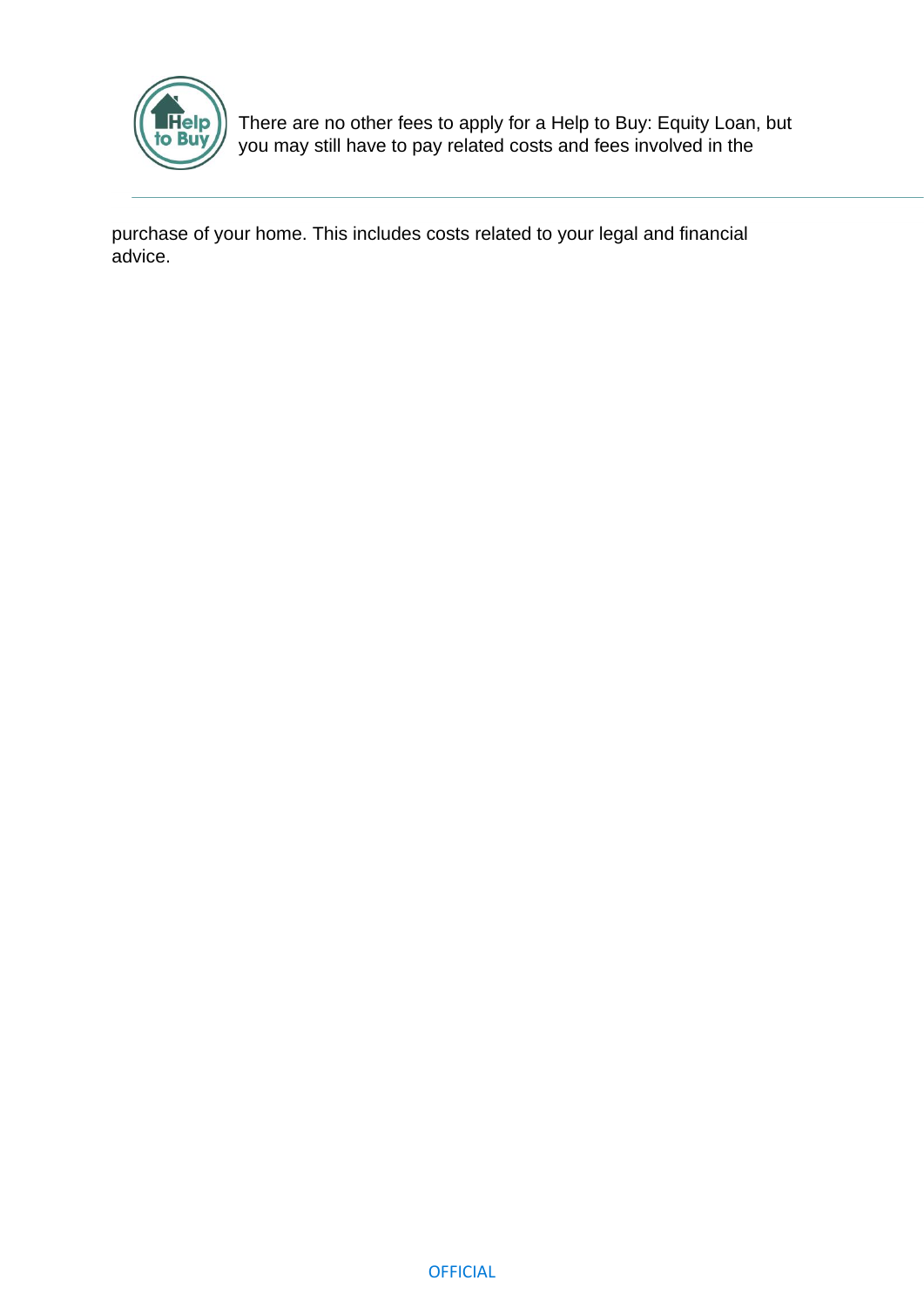There are no other fees to apply for a Help to Buy: Equity Loan, but you may still have to pay related costs and fees involved in the purchase of your home. This includes costs related to your legal and financial advice.